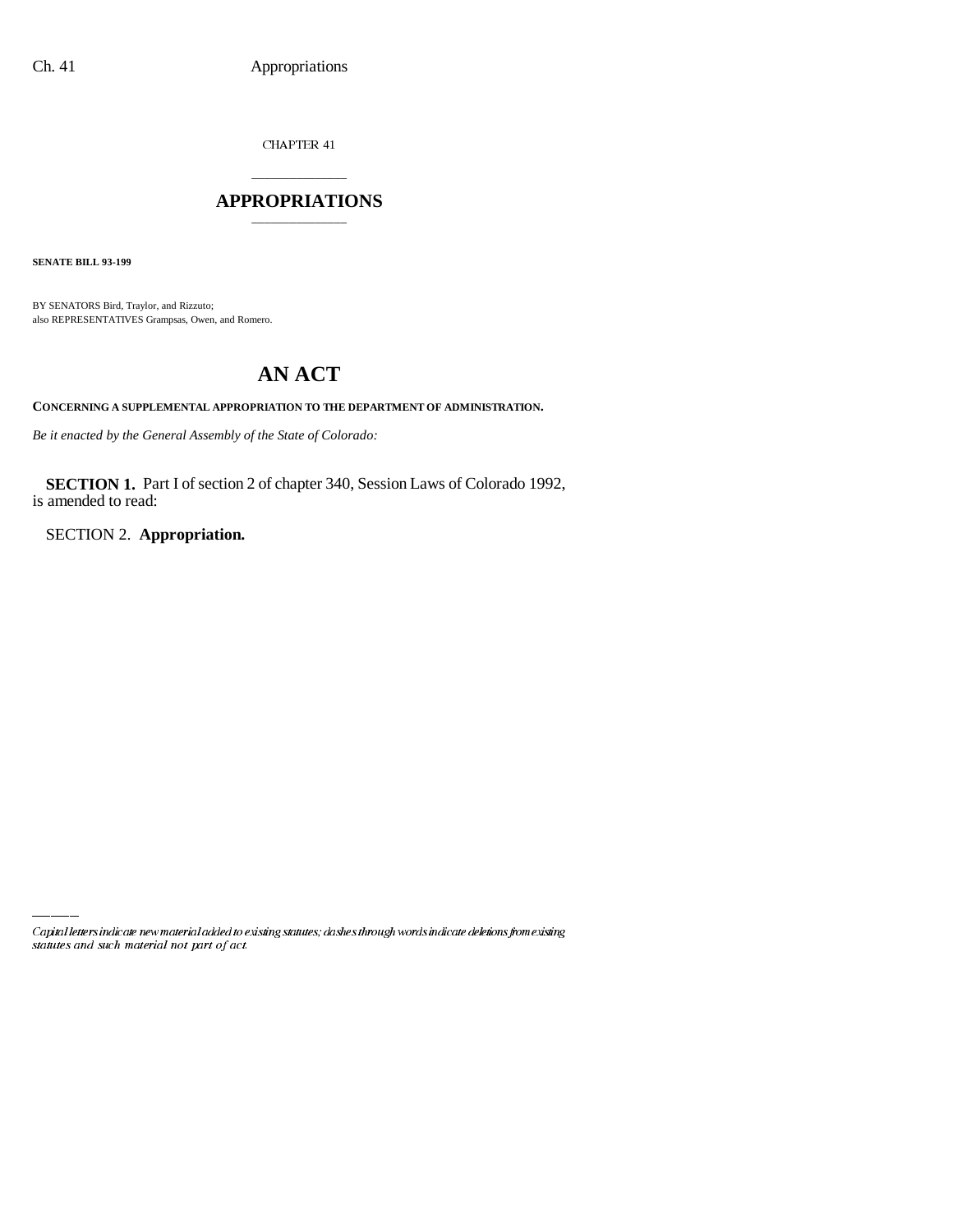CHAPTER 41

# APPROPRIATIONS

**SENATE BILL 93-199**

BY SENATORS Bird, Traylor, and Rizzuto;
also REPRESENTATIVES Grampsas, Owen, and Romero.

# AN ACT

**CONCERNING A SUPPLEMENTAL APPROPRIATION TO THE DEPARTMENT OF ADMINISTRATION.**

*Be it enacted by the General Assembly of the State of Colorado:*

**SECTION 1.** Part I of section 2 of chapter 340, Session Laws of Colorado 1992, is amended to read:

SECTION 2. **Appropriation.**

*Capital letters indicate new material added to existing statutes; dashes through words indicate deletions from existing statutes and such material not part of act.*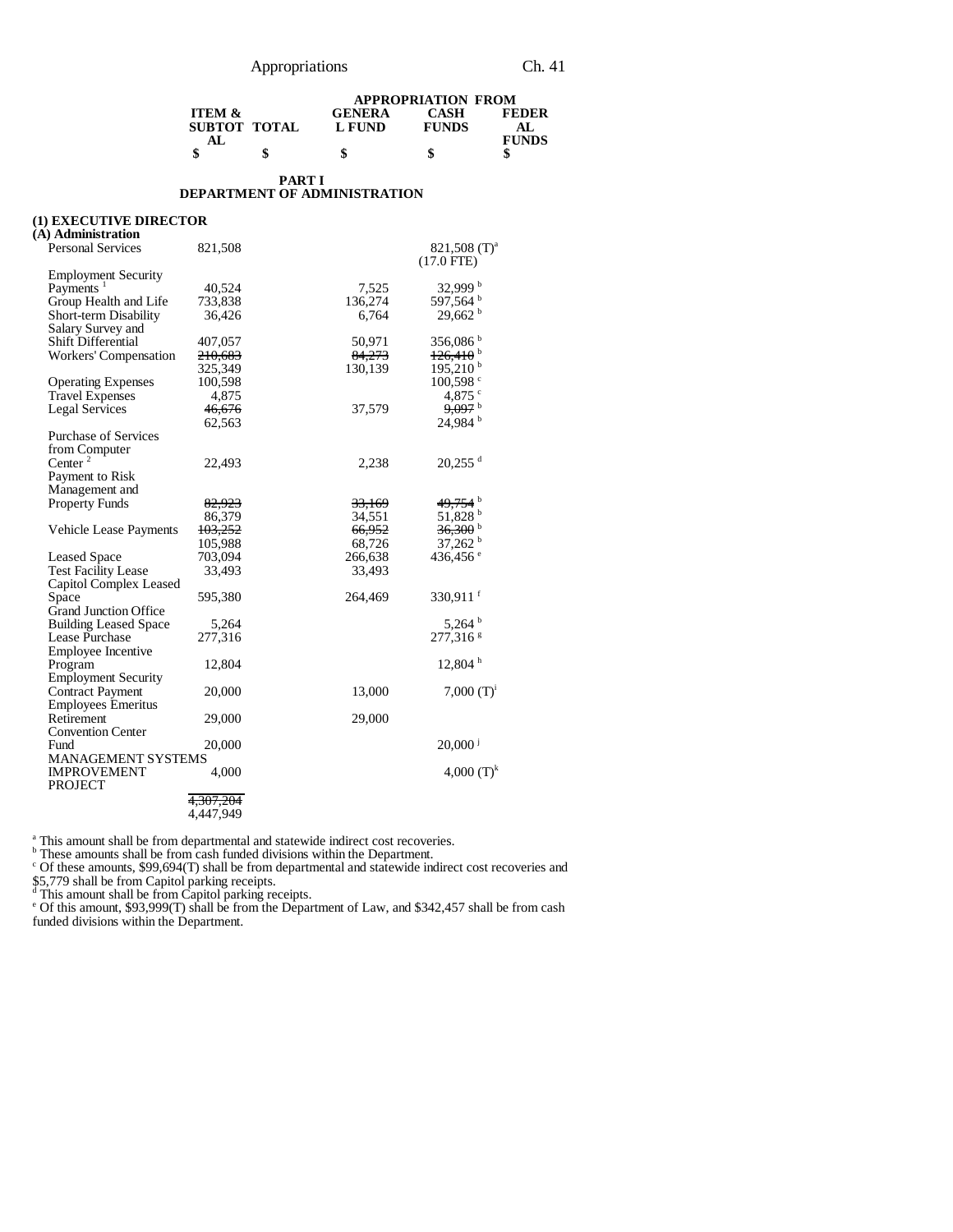| | ITEM & SUBTOTAL | TOTAL | GENERAL FUND | CASH FUNDS | FEDERAL FUNDS |
|---|---|---|---|---|---|
| | $ | $ | $ | $ | $ |

## PART I
## DEPARTMENT OF ADMINISTRATION

**(1) EXECUTIVE DIRECTOR**
**(A) Administration**

| | ITEM & SUBTOTAL | TOTAL | GENERAL FUND | CASH FUNDS | FEDERAL FUNDS |
|---|---|---|---|---|---|
| Personal Services | 821,508 | | | 821,508 (T)[a] (17.0 FTE) | |
| Employment Security Payments [1] | 40,524 | | 7,525 | 32,999 [b] | |
| Group Health and Life | 733,838 | | 136,274 | 597,564 [b] | |
| Short-term Disability | 36,426 | | 6,764 | 29,662 [b] | |
| Salary Survey and Shift Differential | 407,057 | | 50,971 | 356,086 [b] | |
| Workers' Compensation | ~~210,683~~ 325,349 | | ~~84,273~~ 130,139 | ~~126,410~~ [b] 195,210 [b] | |
| Operating Expenses | 100,598 | | | 100,598 [c] | |
| Travel Expenses | 4,875 | | | 4,875 [c] | |
| Legal Services | ~~46,676~~ 62,563 | | 37,579 | ~~9,097~~ [b] 24,984 [b] | |
| Purchase of Services from Computer Center [2] | 22,493 | | 2,238 | 20,255 [d] | |
| Payment to Risk Management and Property Funds | ~~82,923~~ 86,379 | | ~~33,169~~ 34,551 | ~~49,754~~ [b] 51,828 [b] | |
| Vehicle Lease Payments | ~~103,252~~ 105,988 | | ~~66,952~~ 68,726 | ~~36,300~~ [b] 37,262 [b] | |
| Leased Space | 703,094 | | 266,638 | 436,456 [e] | |
| Test Facility Lease | 33,493 | | 33,493 | | |
| Capitol Complex Leased Space | 595,380 | | 264,469 | 330,911 [f] | |
| Grand Junction Office Building Leased Space | 5,264 | | | 5,264 [b] | |
| Lease Purchase | 277,316 | | | 277,316 [g] | |
| Employee Incentive Program | 12,804 | | | 12,804 [h] | |
| Employment Security Contract Payment | 20,000 | | 13,000 | 7,000 (T)[i] | |
| Employees Emeritus Retirement | 29,000 | | 29,000 | | |
| Convention Center Fund | 20,000 | | | 20,000 [j] | |
| MANAGEMENT SYSTEMS IMPROVEMENT PROJECT | 4,000 | | | 4,000 (T)[k] | |
| | ~~4,307,204~~ 4,447,949 | | | | |

[a] This amount shall be from departmental and statewide indirect cost recoveries.
[b] These amounts shall be from cash funded divisions within the Department.
[c] Of these amounts, $99,694(T) shall be from departmental and statewide indirect cost recoveries and $5,779 shall be from Capitol parking receipts.
[d] This amount shall be from Capitol parking receipts.
[e] Of this amount, $93,999(T) shall be from the Department of Law, and $342,457 shall be from cash funded divisions within the Department.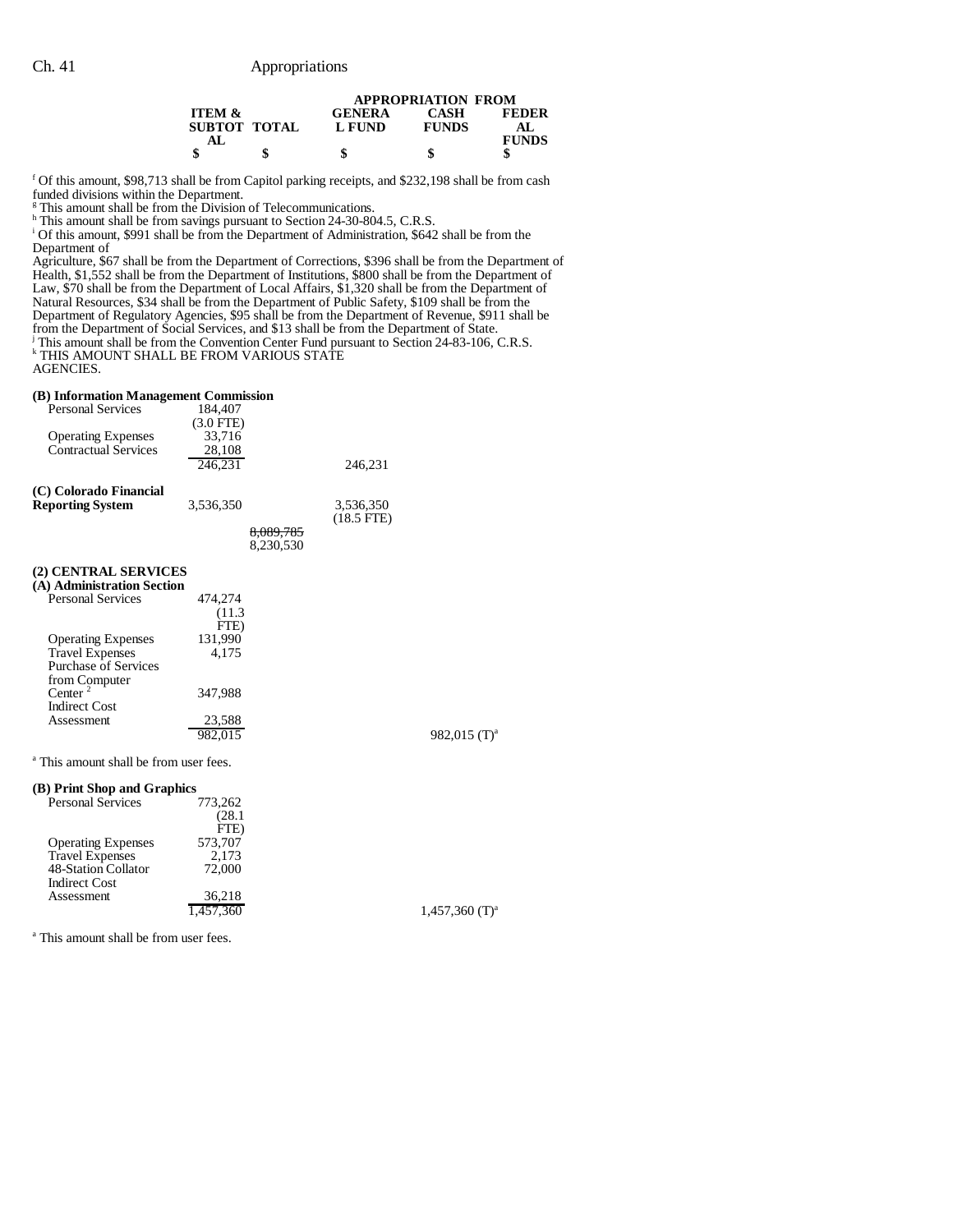| | ITEM & SUBTOTAL | TOTAL | APPROPRIATION FROM GENERAL FUND | CASH FUNDS | FEDERAL FUNDS |
|---|---|---|---|---|---|
| | $ | $ | $ | $ | $ |

[f] Of this amount, $98,713 shall be from Capitol parking receipts, and $232,198 shall be from cash funded divisions within the Department.
[g] This amount shall be from the Division of Telecommunications.
[h] This amount shall be from savings pursuant to Section 24-30-804.5, C.R.S.
[i] Of this amount, $991 shall be from the Department of Administration, $642 shall be from the Department of Agriculture, $67 shall be from the Department of Corrections, $396 shall be from the Department of Health, $1,552 shall be from the Department of Institutions, $800 shall be from the Department of Law, $70 shall be from the Department of Local Affairs, $1,320 shall be from the Department of Natural Resources, $34 shall be from the Department of Public Safety, $109 shall be from the Department of Regulatory Agencies, $95 shall be from the Department of Revenue, $911 shall be from the Department of Social Services, and $13 shall be from the Department of State.
[j] This amount shall be from the Convention Center Fund pursuant to Section 24-83-106, C.R.S.
[k] THIS AMOUNT SHALL BE FROM VARIOUS STATE AGENCIES.

| | ITEM & SUBTOTAL | TOTAL | GENERAL FUND | CASH FUNDS | FEDERAL FUNDS |
|---|---|---|---|---|---|
| **(B) Information Management Commission** | | | | | |
| Personal Services | 184,407 (3.0 FTE) | | | | |
| Operating Expenses | 33,716 | | | | |
| Contractual Services | 28,108 | | | | |
| | 246,231 | | 246,231 | | |
| **(C) Colorado Financial Reporting System** | 3,536,350 | | 3,536,350 (18.5 FTE) | | |
| | | ~~8,089,785~~ 8,230,530 | | | |
| **(2) CENTRAL SERVICES** | | | | | |
| **(A) Administration Section** | | | | | |
| Personal Services | 474,274 (11.3 FTE) | | | | |
| Operating Expenses | 131,990 | | | | |
| Travel Expenses | 4,175 | | | | |
| Purchase of Services from Computer Center [2] | 347,988 | | | | |
| Indirect Cost Assessment | 23,588 | | | | |
| | 982,015 | | | 982,015 (T)[a] | |

[a] This amount shall be from user fees.

| | ITEM & SUBTOTAL | TOTAL | GENERAL FUND | CASH FUNDS | FEDERAL FUNDS |
|---|---|---|---|---|---|
| **(B) Print Shop and Graphics** | | | | | |
| Personal Services | 773,262 (28.1 FTE) | | | | |
| Operating Expenses | 573,707 | | | | |
| Travel Expenses | 2,173 | | | | |
| 48-Station Collator | 72,000 | | | | |
| Indirect Cost Assessment | 36,218 | | | | |
| | 1,457,360 | | | 1,457,360 (T)[a] | |

[a] This amount shall be from user fees.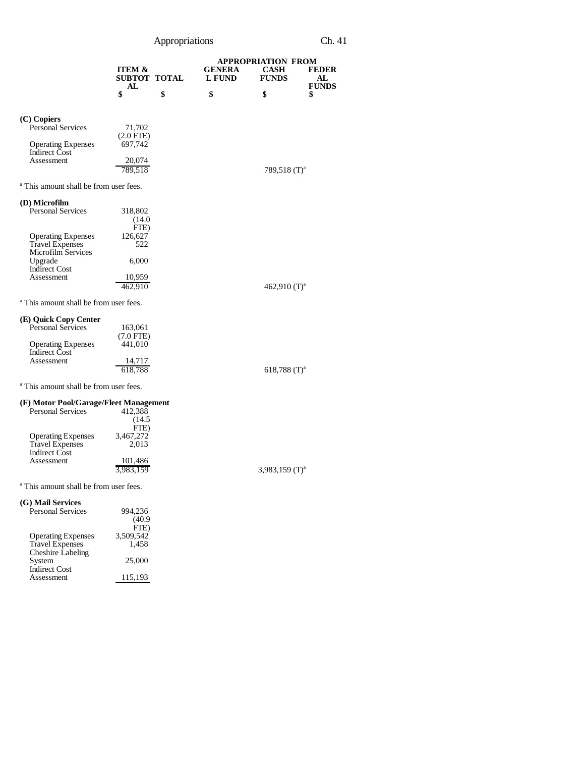| | ITEM & SUBTOTAL | TOTAL | APPROPRIATION FROM GENERAL FUND | CASH FUNDS | FEDERAL FUNDS |
|---|---|---|---|---|---|
| | $ | $ | $ | $ | $ |
| **(C) Copiers** | | | | | |
| Personal Services | 71,702 (2.0 FTE) | | | | |
| Operating Expenses | 697,742 | | | | |
| Indirect Cost Assessment | 20,074 | | | | |
| | 789,518 | | | 789,518 (T)[a] | |

[a] This amount shall be from user fees.

| | ITEM & SUBTOTAL | TOTAL | GENERAL FUND | CASH FUNDS | FEDERAL FUNDS |
|---|---|---|---|---|---|
| **(D) Microfilm** | | | | | |
| Personal Services | 318,802 (14.0 FTE) | | | | |
| Operating Expenses | 126,627 | | | | |
| Travel Expenses | 522 | | | | |
| Microfilm Services Upgrade | 6,000 | | | | |
| Indirect Cost Assessment | 10,959 | | | | |
| | 462,910 | | | 462,910 (T)[a] | |

[a] This amount shall be from user fees.

| | ITEM & SUBTOTAL | TOTAL | GENERAL FUND | CASH FUNDS | FEDERAL FUNDS |
|---|---|---|---|---|---|
| **(E) Quick Copy Center** | | | | | |
| Personal Services | 163,061 (7.0 FTE) | | | | |
| Operating Expenses | 441,010 | | | | |
| Indirect Cost Assessment | 14,717 | | | | |
| | 618,788 | | | 618,788 (T)[a] | |

[a] This amount shall be from user fees.

| | ITEM & SUBTOTAL | TOTAL | GENERAL FUND | CASH FUNDS | FEDERAL FUNDS |
|---|---|---|---|---|---|
| **(F) Motor Pool/Garage/Fleet Management** | | | | | |
| Personal Services | 412,388 (14.5 FTE) | | | | |
| Operating Expenses | 3,467,272 | | | | |
| Travel Expenses | 2,013 | | | | |
| Indirect Cost Assessment | 101,486 | | | | |
| | 3,983,159 | | | 3,983,159 (T)[a] | |

[a] This amount shall be from user fees.

| | ITEM & SUBTOTAL | TOTAL | GENERAL FUND | CASH FUNDS | FEDERAL FUNDS |
|---|---|---|---|---|---|
| **(G) Mail Services** | | | | | |
| Personal Services | 994,236 (40.9 FTE) | | | | |
| Operating Expenses | 3,509,542 | | | | |
| Travel Expenses | 1,458 | | | | |
| Cheshire Labeling System | 25,000 | | | | |
| Indirect Cost Assessment | 115,193 | | | | |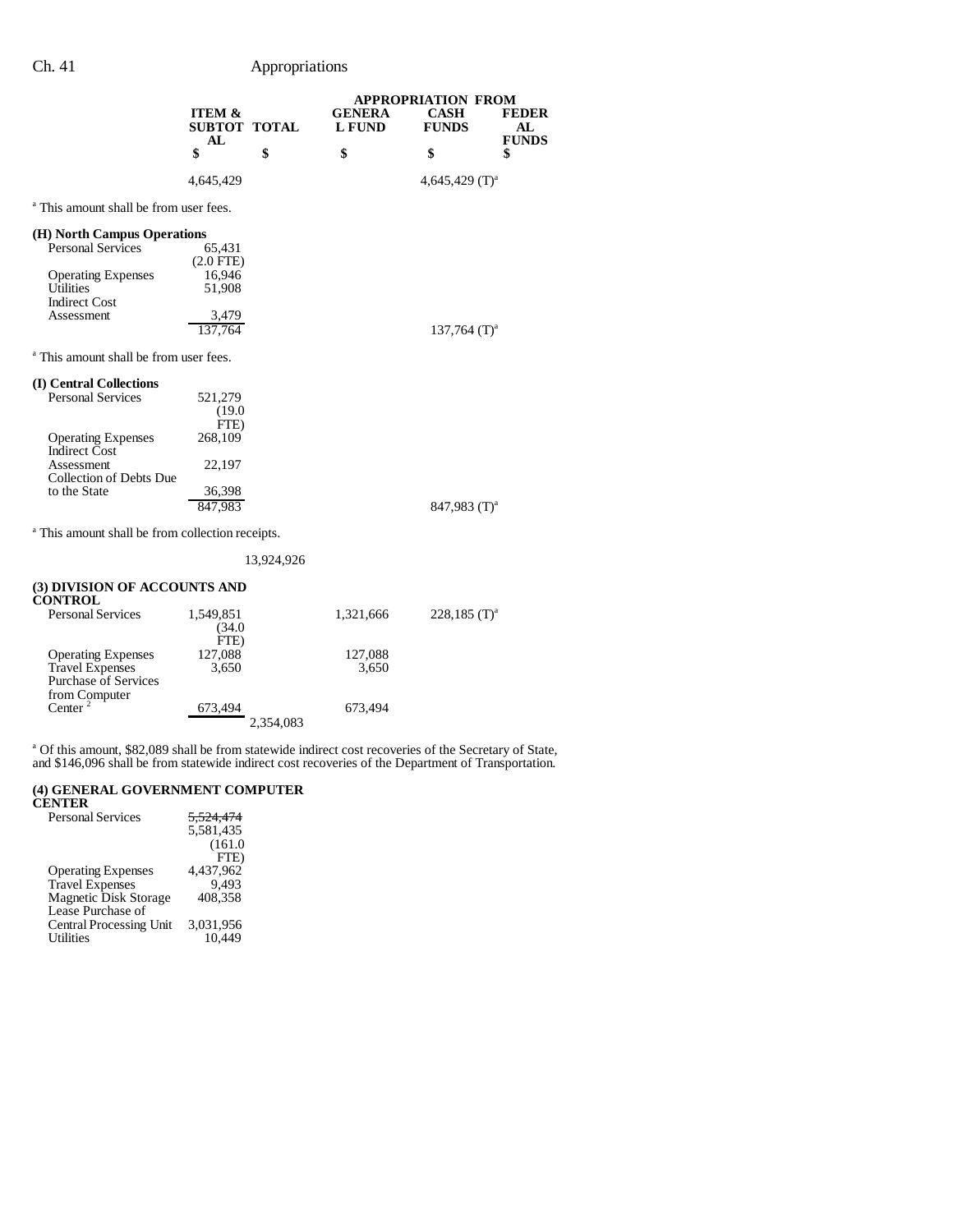| | ITEM & SUBTOTAL | TOTAL | APPROPRIATION FROM GENERAL FUND | CASH FUNDS | FEDERAL FUNDS |
|---|---|---|---|---|---|
| | $ | $ | $ | $ | $ |
| | 4,645,429 | | | 4,645,429 (T)[a] | |

[a] This amount shall be from user fees.

| | ITEM & SUBTOTAL | TOTAL | GENERAL FUND | CASH FUNDS | FEDERAL FUNDS |
|---|---|---|---|---|---|
| **(H) North Campus Operations** | | | | | |
| Personal Services | 65,431 (2.0 FTE) | | | | |
| Operating Expenses | 16,946 | | | | |
| Utilities | 51,908 | | | | |
| Indirect Cost Assessment | 3,479 | | | | |
| | 137,764 | | | 137,764 (T)[a] | |

[a] This amount shall be from user fees.

| | ITEM & SUBTOTAL | TOTAL | GENERAL FUND | CASH FUNDS | FEDERAL FUNDS |
|---|---|---|---|---|---|
| **(I) Central Collections** | | | | | |
| Personal Services | 521,279 (19.0 FTE) | | | | |
| Operating Expenses | 268,109 | | | | |
| Indirect Cost Assessment | 22,197 | | | | |
| Collection of Debts Due to the State | 36,398 | | | | |
| | 847,983 | | | 847,983 (T)[a] | |

[a] This amount shall be from collection receipts.

| | ITEM & SUBTOTAL | TOTAL | GENERAL FUND | CASH FUNDS | FEDERAL FUNDS |
|---|---|---|---|---|---|
| | | 13,924,926 | | | |
| **(3) DIVISION OF ACCOUNTS AND CONTROL** | | | | | |
| Personal Services | 1,549,851 (34.0 FTE) | | 1,321,666 | 228,185 (T)[a] | |
| Operating Expenses | 127,088 | | 127,088 | | |
| Travel Expenses | 3,650 | | 3,650 | | |
| Purchase of Services from Computer Center [2] | 673,494 | | 673,494 | | |
| | | 2,354,083 | | | |

[a] Of this amount, $82,089 shall be from statewide indirect cost recoveries of the Secretary of State, and $146,096 shall be from statewide indirect cost recoveries of the Department of Transportation.

| | ITEM & SUBTOTAL | TOTAL | GENERAL FUND | CASH FUNDS | FEDERAL FUNDS |
|---|---|---|---|---|---|
| **(4) GENERAL GOVERNMENT COMPUTER CENTER** | | | | | |
| Personal Services | ~~5,524,474~~ 5,581,435 (161.0 FTE) | | | | |
| Operating Expenses | 4,437,962 | | | | |
| Travel Expenses | 9,493 | | | | |
| Magnetic Disk Storage | 408,358 | | | | |
| Lease Purchase of Central Processing Unit | 3,031,956 | | | | |
| Utilities | 10,449 | | | | |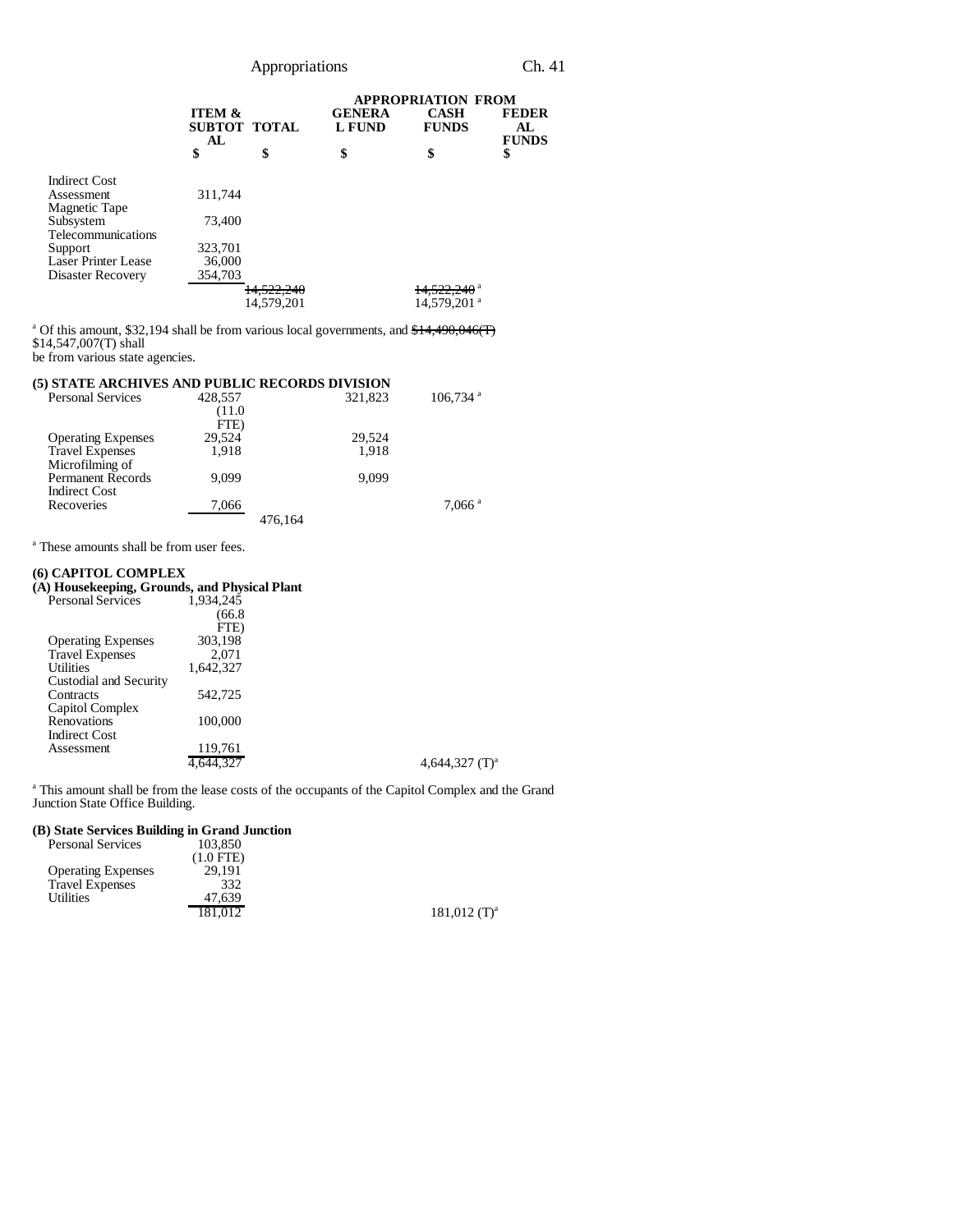| | ITEM & SUBTOTAL | TOTAL | APPROPRIATION FROM GENERAL FUND | CASH FUNDS | FEDERAL FUNDS |
|---|---|---|---|---|---|
| | $ | $ | $ | $ | $ |
| Indirect Cost Assessment | 311,744 | | | | |
| Magnetic Tape Subsystem | 73,400 | | | | |
| Telecommunications Support | 323,701 | | | | |
| Laser Printer Lease | 36,000 | | | | |
| Disaster Recovery | 354,703 | | | | |
| | | ~~14,522,240~~ | | ~~14,522,240~~ [a] | |
| | | 14,579,201 | | 14,579,201 [a] | |

[a] Of this amount, $32,194 shall be from various local governments, and ~~$14,490,046(T)~~ $14,547,007(T) shall be from various state agencies.

**(5) STATE ARCHIVES AND PUBLIC RECORDS DIVISION**

| | ITEM & SUBTOTAL | TOTAL | GENERAL FUND | CASH FUNDS | FEDERAL FUNDS |
|---|---|---|---|---|---|
| Personal Services | 428,557 (11.0 FTE) | | 321,823 | 106,734 [a] | |
| Operating Expenses | 29,524 | | 29,524 | | |
| Travel Expenses | 1,918 | | 1,918 | | |
| Microfilming of Permanent Records | 9,099 | | 9,099 | | |
| Indirect Cost Recoveries | 7,066 | | | 7,066 [a] | |
| | | 476,164 | | | |

[a] These amounts shall be from user fees.

**(6) CAPITOL COMPLEX**

**(A) Housekeeping, Grounds, and Physical Plant**

| | ITEM & SUBTOTAL | TOTAL | GENERAL FUND | CASH FUNDS | FEDERAL FUNDS |
|---|---|---|---|---|---|
| Personal Services | 1,934,245 (66.8 FTE) | | | | |
| Operating Expenses | 303,198 | | | | |
| Travel Expenses | 2,071 | | | | |
| Utilities | 1,642,327 | | | | |
| Custodial and Security Contracts | 542,725 | | | | |
| Capitol Complex Renovations | 100,000 | | | | |
| Indirect Cost Assessment | 119,761 | | | | |
| | 4,644,327 | | | 4,644,327 (T)[a] | |

[a] This amount shall be from the lease costs of the occupants of the Capitol Complex and the Grand Junction State Office Building.

**(B) State Services Building in Grand Junction**

| | ITEM & SUBTOTAL | TOTAL | GENERAL FUND | CASH FUNDS | FEDERAL FUNDS |
|---|---|---|---|---|---|
| Personal Services | 103,850 (1.0 FTE) | | | | |
| Operating Expenses | 29,191 | | | | |
| Travel Expenses | 332 | | | | |
| Utilities | 47,639 | | | | |
| | 181,012 | | | 181,012 (T)[a] | |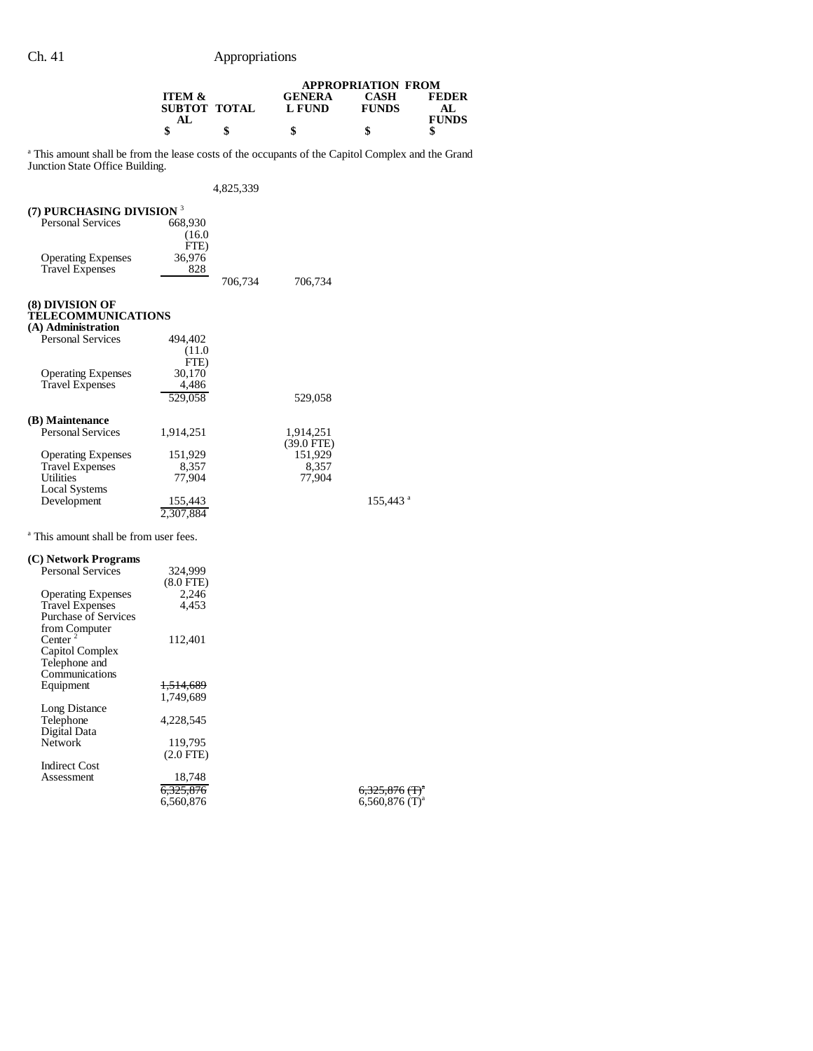| | ITEM & SUBTOTAL | TOTAL | APPROPRIATION FROM GENERAL FUND | CASH FUNDS | FEDERAL FUNDS |
|---|---|---|---|---|---|
| | $ | $ | $ | $ | $ |

[a] This amount shall be from the lease costs of the occupants of the Capitol Complex and the Grand Junction State Office Building.

| | ITEM & SUBTOTAL | TOTAL | GENERAL FUND | CASH FUNDS | FEDERAL FUNDS |
|---|---|---|---|---|---|
| | | 4,825,339 | | | |
| **(7) PURCHASING DIVISION** [3] | | | | | |
| Personal Services | 668,930 (16.0 FTE) | | | | |
| Operating Expenses | 36,976 | | | | |
| Travel Expenses | 828 | | | | |
| | | 706,734 | 706,734 | | |
| **(8) DIVISION OF TELECOMMUNICATIONS** | | | | | |
| **(A) Administration** | | | | | |
| Personal Services | 494,402 (11.0 FTE) | | | | |
| Operating Expenses | 30,170 | | | | |
| Travel Expenses | 4,486 | | | | |
| | 529,058 | | 529,058 | | |
| **(B) Maintenance** | | | | | |
| Personal Services | 1,914,251 | | 1,914,251 (39.0 FTE) | | |
| Operating Expenses | 151,929 | | 151,929 | | |
| Travel Expenses | 8,357 | | 8,357 | | |
| Utilities | 77,904 | | 77,904 | | |
| Local Systems Development | 155,443 | | | 155,443[a] | |
| | 2,307,884 | | | | |

[a] This amount shall be from user fees.

| | ITEM & SUBTOTAL | TOTAL | GENERAL FUND | CASH FUNDS | FEDERAL FUNDS |
|---|---|---|---|---|---|
| **(C) Network Programs** | | | | | |
| Personal Services | 324,999 (8.0 FTE) | | | | |
| Operating Expenses | 2,246 | | | | |
| Travel Expenses | 4,453 | | | | |
| Purchase of Services from Computer Center [2] | 112,401 | | | | |
| Capitol Complex Telephone and Communications Equipment | ~~1,514,689~~ 1,749,689 | | | | |
| Long Distance Telephone | 4,228,545 | | | | |
| Digital Data Network | 119,795 (2.0 FTE) | | | | |
| Indirect Cost Assessment | 18,748 | | | | |
| | ~~6,325,876~~ 6,560,876 | | | ~~6,325,876 (T)[a]~~ 6,560,876 (T)[a] | |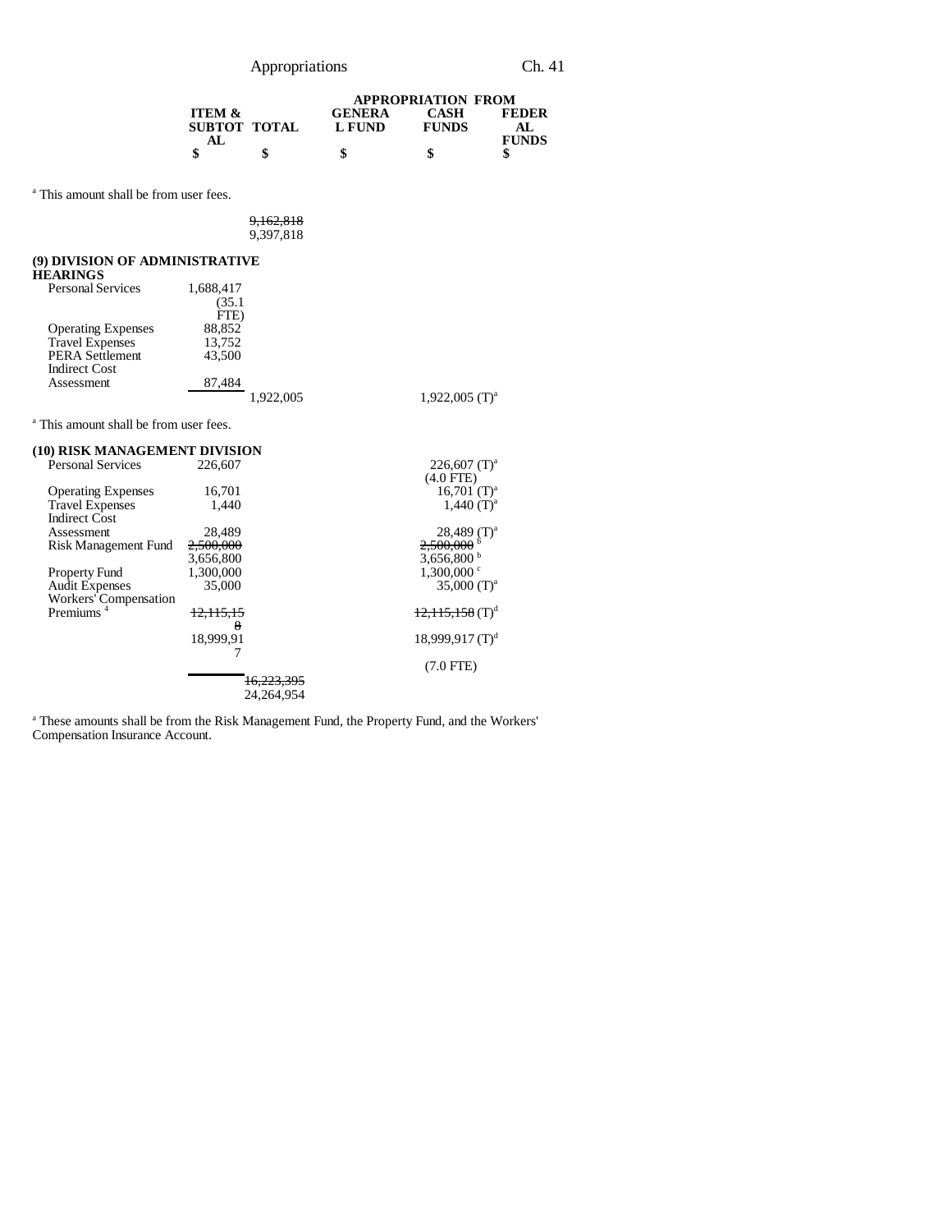| | ITEM & SUBTOTAL | TOTAL | APPROPRIATION FROM GENERAL FUND | CASH FUNDS | FEDERAL FUNDS |
|---|---|---|---|---|---|
| | $ | $ | $ | $ | $ |

[a] This amount shall be from user fees.

| | | | | | |
|---|---|---|---|---|---|
| | | ~~9,162,818~~ 9,397,818 | | | |

**(9) DIVISION OF ADMINISTRATIVE HEARINGS**

| | ITEM & SUBTOTAL | TOTAL | GENERAL FUND | CASH FUNDS | FEDERAL FUNDS |
|---|---|---|---|---|---|
| Personal Services | 1,688,417 (35.1 FTE) | | | | |
| Operating Expenses | 88,852 | | | | |
| Travel Expenses | 13,752 | | | | |
| PERA Settlement | 43,500 | | | | |
| Indirect Cost Assessment | 87,484 | | | | |
| | | 1,922,005 | | 1,922,005 (T)[a] | |

[a] This amount shall be from user fees.

**(10) RISK MANAGEMENT DIVISION**

| | ITEM & SUBTOTAL | TOTAL | GENERAL FUND | CASH FUNDS | FEDERAL FUNDS |
|---|---|---|---|---|---|
| Personal Services | 226,607 | | | 226,607 (T)[a] (4.0 FTE) | |
| Operating Expenses | 16,701 | | | 16,701 (T)[a] | |
| Travel Expenses | 1,440 | | | 1,440 (T)[a] | |
| Indirect Cost Assessment | 28,489 | | | 28,489 (T)[a] | |
| Risk Management Fund | ~~2,500,000~~ 3,656,800 | | | ~~2,500,000~~[b] 3,656,800[b] | |
| Property Fund | 1,300,000 | | | 1,300,000[c] | |
| Audit Expenses | 35,000 | | | 35,000 (T)[a] | |
| Workers' Compensation Premiums[4] | ~~12,115,158~~ 18,999,917 | | | ~~12,115,158~~ (T)[d] 18,999,917 (T)[d] | |
| | | | | (7.0 FTE) | |
| | | ~~16,223,395~~ 24,264,954 | | | |

[a] These amounts shall be from the Risk Management Fund, the Property Fund, and the Workers' Compensation Insurance Account.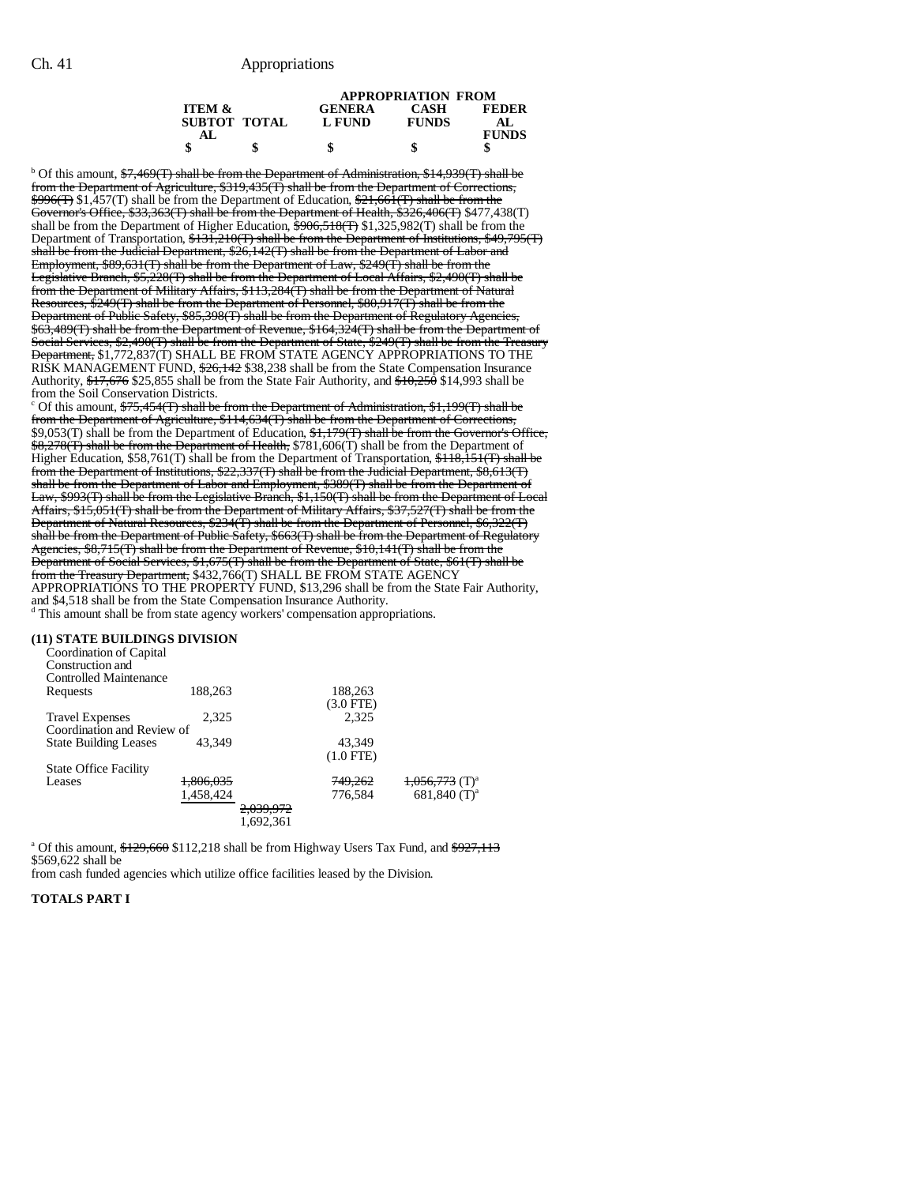| | ITEM & SUBTOTAL | TOTAL | APPROPRIATION FROM GENERAL FUND | CASH FUNDS | FEDERAL FUNDS |
|---|---|---|---|---|---|
| | $ | $ | $ | $ | $ |

[b] Of this amount, ~~$7,469(T) shall be from the Department of Administration, $14,939(T) shall be from the Department of Agriculture, $319,435(T) shall be from the Department of Corrections,~~ ~~$996(T)~~ $1,457(T) shall be from the Department of Education, ~~$21,661(T) shall be from the Governor's Office, $33,363(T) shall be from the Department of Health,~~ ~~$326,406(T)~~ $477,438(T) shall be from the Department of Higher Education, ~~$906,518(T)~~ $1,325,982(T) shall be from the Department of Transportation, ~~$131,210(T) shall be from the Department of Institutions, $49,795(T) shall be from the Judicial Department, $26,142(T) shall be from the Department of Labor and Employment, $89,631(T) shall be from the Department of Law, $249(T) shall be from the Legislative Branch, $5,228(T) shall be from the Department of Local Affairs, $2,490(T) shall be from the Department of Military Affairs, $113,284(T) shall be from the Department of Natural Resources, $249(T) shall be from the Department of Personnel, $80,917(T) shall be from the Department of Public Safety, $85,398(T) shall be from the Department of Regulatory Agencies, $63,489(T) shall be from the Department of Revenue, $164,324(T) shall be from the Department of Social Services, $2,490(T) shall be from the Department of State, $249(T) shall be from the Treasury Department,~~ $1,772,837(T) SHALL BE FROM STATE AGENCY APPROPRIATIONS TO THE RISK MANAGEMENT FUND, ~~$26,142~~ $38,238 shall be from the State Compensation Insurance Authority, ~~$17,676~~ $25,855 shall be from the State Fair Authority, and ~~$10,250~~ $14,993 shall be from the Soil Conservation Districts.

[c] Of this amount, ~~$75,454(T) shall be from the Department of Administration, $1,199(T) shall be from the Department of Agriculture, $114,634(T) shall be from the Department of Corrections,~~ $9,053(T) shall be from the Department of Education, ~~$1,179(T) shall be from the Governor's Office, $8,270(T) shall be from the Department of Health,~~ $781,606(T) shall be from the Department of Higher Education, $58,761(T) shall be from the Department of Transportation, ~~$118,151(T) shall be from the Department of Institutions, $22,337(T) shall be from the Judicial Department, $8,613(T) shall be from the Department of Labor and Employment, $389(T) shall be from the Department of Law, $993(T) shall be from the Legislative Branch, $1,150(T) shall be from the Department of Local Affairs, $15,051(T) shall be from the Department of Military Affairs, $37,527(T) shall be from the Department of Natural Resources, $234(T) shall be from the Department of Personnel, $6,322(T) shall be from the Department of Public Safety, $663(T) shall be from the Department of Regulatory Agencies, $8,715(T) shall be from the Department of Revenue, $10,141(T) shall be from the Department of Social Services, $1,675(T) shall be from the Department of State, $61(T) shall be from the Treasury Department,~~ $432,766(T) SHALL BE FROM STATE AGENCY APPROPRIATIONS TO THE PROPERTY FUND, $13,296 shall be from the State Fair Authority, and $4,518 shall be from the State Compensation Insurance Authority.

[d] This amount shall be from state agency workers' compensation appropriations.

**(11) STATE BUILDINGS DIVISION**

| | ITEM & SUBTOTAL | TOTAL | GENERAL FUND | CASH FUNDS | FEDERAL FUNDS |
|---|---|---|---|---|---|
| Coordination of Capital Construction and Controlled Maintenance Requests | 188,263 | | 188,263 (3.0 FTE) | | |
| Travel Expenses | 2,325 | | 2,325 | | |
| Coordination and Review of State Building Leases | 43,349 | | 43,349 (1.0 FTE) | | |
| State Office Facility Leases | ~~1,806,035~~ 1,458,424 | | ~~749,262~~ 776,584 | ~~1,056,773~~ (T)[a] 681,840 (T)[a] | |
| | | ~~2,039,972~~ 1,692,361 | | | |

[a] Of this amount, ~~$129,660~~ $112,218 shall be from Highway Users Tax Fund, and ~~$927,113~~ $569,622 shall be from cash funded agencies which utilize office facilities leased by the Division.

**TOTALS PART I**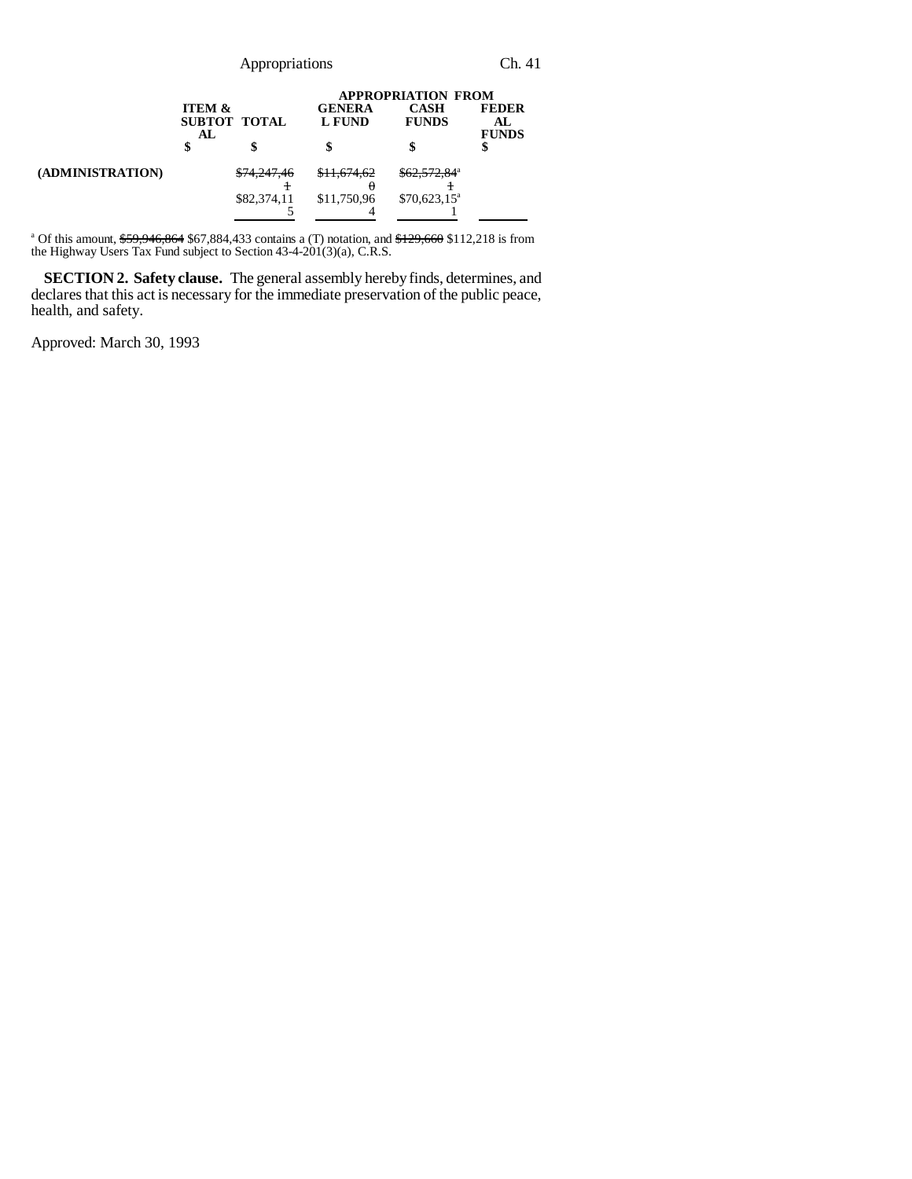| | ITEM & SUBTOTAL | TOTAL | APPROPRIATION FROM GENERAL FUND | CASH FUNDS | FEDERAL FUNDS |
|---|---|---|---|---|---|
| | $ | $ | $ | $ | $ |
| (ADMINISTRATION) | | ~~$74,247,461~~ $82,374,115 | ~~$11,674,620~~ $11,750,964 | ~~$62,572,841~~[a] $70,623,151[a] | |

[a] Of this amount, ~~$59,946,864~~ $67,884,433 contains a (T) notation, and ~~$129,660~~ $112,218 is from the Highway Users Tax Fund subject to Section 43-4-201(3)(a), C.R.S.

**SECTION 2. Safety clause.** The general assembly hereby finds, determines, and declares that this act is necessary for the immediate preservation of the public peace, health, and safety.

Approved: March 30, 1993